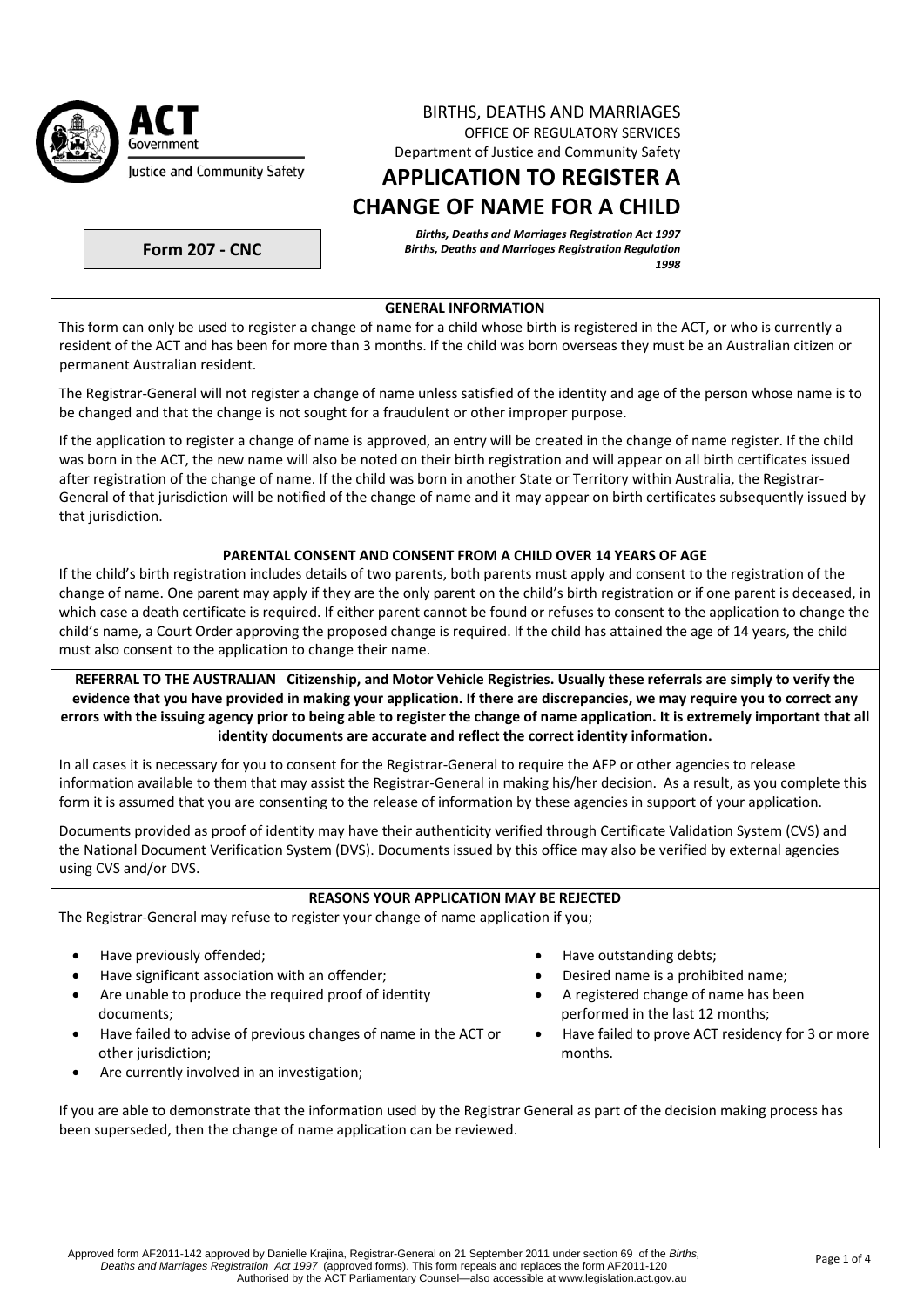ACT Government
Justice and Community Safety

BIRTHS, DEATHS AND MARRIAGES
OFFICE OF REGULATORY SERVICES
Department of Justice and Community Safety

# APPLICATION TO REGISTER A CHANGE OF NAME FOR A CHILD

**Form 207 - CNC**

***Births, Deaths and Marriages Registration Act 1997***
***Births, Deaths and Marriages Registration Regulation 1998***

### GENERAL INFORMATION

This form can only be used to register a change of name for a child whose birth is registered in the ACT, or who is currently a resident of the ACT and has been for more than 3 months. If the child was born overseas they must be an Australian citizen or permanent Australian resident.

The Registrar-General will not register a change of name unless satisfied of the identity and age of the person whose name is to be changed and that the change is not sought for a fraudulent or other improper purpose.

If the application to register a change of name is approved, an entry will be created in the change of name register. If the child was born in the ACT, the new name will also be noted on their birth registration and will appear on all birth certificates issued after registration of the change of name. If the child was born in another State or Territory within Australia, the Registrar-General of that jurisdiction will be notified of the change of name and it may appear on birth certificates subsequently issued by that jurisdiction.

### PARENTAL CONSENT AND CONSENT FROM A CHILD OVER 14 YEARS OF AGE

If the child's birth registration includes details of two parents, both parents must apply and consent to the registration of the change of name. One parent may apply if they are the only parent on the child's birth registration or if one parent is deceased, in which case a death certificate is required. If either parent cannot be found or refuses to consent to the application to change the child's name, a Court Order approving the proposed change is required. If the child has attained the age of 14 years, the child must also consent to the application to change their name.

**REFERRAL TO THE AUSTRALIAN Citizenship, and Motor Vehicle Registries. Usually these referrals are simply to verify the evidence that you have provided in making your application. If there are discrepancies, we may require you to correct any errors with the issuing agency prior to being able to register the change of name application. It is extremely important that all identity documents are accurate and reflect the correct identity information.**

In all cases it is necessary for you to consent for the Registrar-General to require the AFP or other agencies to release information available to them that may assist the Registrar-General in making his/her decision. As a result, as you complete this form it is assumed that you are consenting to the release of information by these agencies in support of your application.

Documents provided as proof of identity may have their authenticity verified through Certificate Validation System (CVS) and the National Document Verification System (DVS). Documents issued by this office may also be verified by external agencies using CVS and/or DVS.

### REASONS YOUR APPLICATION MAY BE REJECTED

The Registrar-General may refuse to register your change of name application if you;

- Have previously offended;
- Have significant association with an offender;
- Are unable to produce the required proof of identity documents;
- Have failed to advise of previous changes of name in the ACT or other jurisdiction;
- Are currently involved in an investigation;
- Have outstanding debts;
- Desired name is a prohibited name;
- A registered change of name has been performed in the last 12 months;
- Have failed to prove ACT residency for 3 or more months.

If you are able to demonstrate that the information used by the Registrar General as part of the decision making process has been superseded, then the change of name application can be reviewed.

Approved form AF2011-142 approved by Danielle Krajina, Registrar-General on 21 September 2011 under section 69 of the *Births, Deaths and Marriages Registration Act 1997* (approved forms). This form repeals and replaces the form AF2011-120
Authorised by the ACT Parliamentary Counsel—also accessible at www.legislation.act.gov.au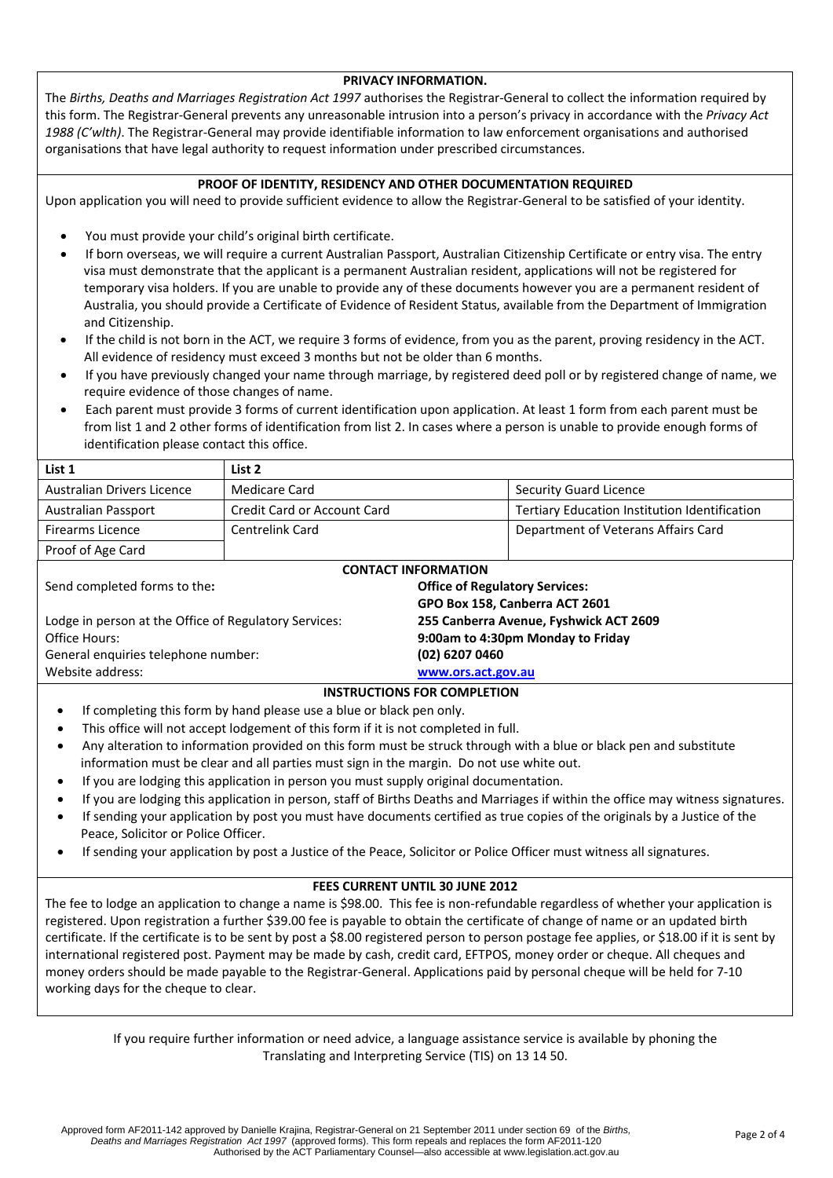## PRIVACY INFORMATION.

The *Births, Deaths and Marriages Registration Act 1997* authorises the Registrar-General to collect the information required by this form. The Registrar-General prevents any unreasonable intrusion into a person's privacy in accordance with the *Privacy Act 1988 (C'wlth)*. The Registrar-General may provide identifiable information to law enforcement organisations and authorised organisations that have legal authority to request information under prescribed circumstances.

## PROOF OF IDENTITY, RESIDENCY AND OTHER DOCUMENTATION REQUIRED

Upon application you will need to provide sufficient evidence to allow the Registrar-General to be satisfied of your identity.

- You must provide your child's original birth certificate.
- If born overseas, we will require a current Australian Passport, Australian Citizenship Certificate or entry visa. The entry visa must demonstrate that the applicant is a permanent Australian resident, applications will not be registered for temporary visa holders. If you are unable to provide any of these documents however you are a permanent resident of Australia, you should provide a Certificate of Evidence of Resident Status, available from the Department of Immigration and Citizenship.
- If the child is not born in the ACT, we require 3 forms of evidence, from you as the parent, proving residency in the ACT. All evidence of residency must exceed 3 months but not be older than 6 months.
- If you have previously changed your name through marriage, by registered deed poll or by registered change of name, we require evidence of those changes of name.
- Each parent must provide 3 forms of current identification upon application. At least 1 form from each parent must be from list 1 and 2 other forms of identification from list 2. In cases where a person is unable to provide enough forms of identification please contact this office.

| List 1 | List 2 | |
|---|---|---|
| Australian Drivers Licence | Medicare Card | Security Guard Licence |
| Australian Passport | Credit Card or Account Card | Tertiary Education Institution Identification |
| Firearms Licence | Centrelink Card | Department of Veterans Affairs Card |
| Proof of Age Card | | |

## CONTACT INFORMATION

| | |
|---|---|
| Send completed forms to the: | **Office of Regulatory Services:** **GPO Box 158, Canberra ACT 2601** |
| Lodge in person at the Office of Regulatory Services: | **255 Canberra Avenue, Fyshwick ACT 2609** |
| Office Hours: | **9:00am to 4:30pm Monday to Friday** |
| General enquiries telephone number: | **(02) 6207 0460** |
| Website address: | **www.ors.act.gov.au** |

## INSTRUCTIONS FOR COMPLETION

- If completing this form by hand please use a blue or black pen only.
- This office will not accept lodgement of this form if it is not completed in full.
- Any alteration to information provided on this form must be struck through with a blue or black pen and substitute information must be clear and all parties must sign in the margin. Do not use white out.
- If you are lodging this application in person you must supply original documentation.
- If you are lodging this application in person, staff of Births Deaths and Marriages if within the office may witness signatures.
- If sending your application by post you must have documents certified as true copies of the originals by a Justice of the Peace, Solicitor or Police Officer.
- If sending your application by post a Justice of the Peace, Solicitor or Police Officer must witness all signatures.

## FEES CURRENT UNTIL 30 JUNE 2012

The fee to lodge an application to change a name is $98.00. This fee is non-refundable regardless of whether your application is registered. Upon registration a further $39.00 fee is payable to obtain the certificate of change of name or an updated birth certificate. If the certificate is to be sent by post a $8.00 registered person to person postage fee applies, or $18.00 if it is sent by international registered post. Payment may be made by cash, credit card, EFTPOS, money order or cheque. All cheques and money orders should be made payable to the Registrar-General. Applications paid by personal cheque will be held for 7-10 working days for the cheque to clear.

If you require further information or need advice, a language assistance service is available by phoning the Translating and Interpreting Service (TIS) on 13 14 50.

Approved form AF2011-142 approved by Danielle Krajina, Registrar-General on 21 September 2011 under section 69 of the *Births, Deaths and Marriages Registration Act 1997* (approved forms). This form repeals and replaces the form AF2011-120
Authorised by the ACT Parliamentary Counsel—also accessible at www.legislation.act.gov.au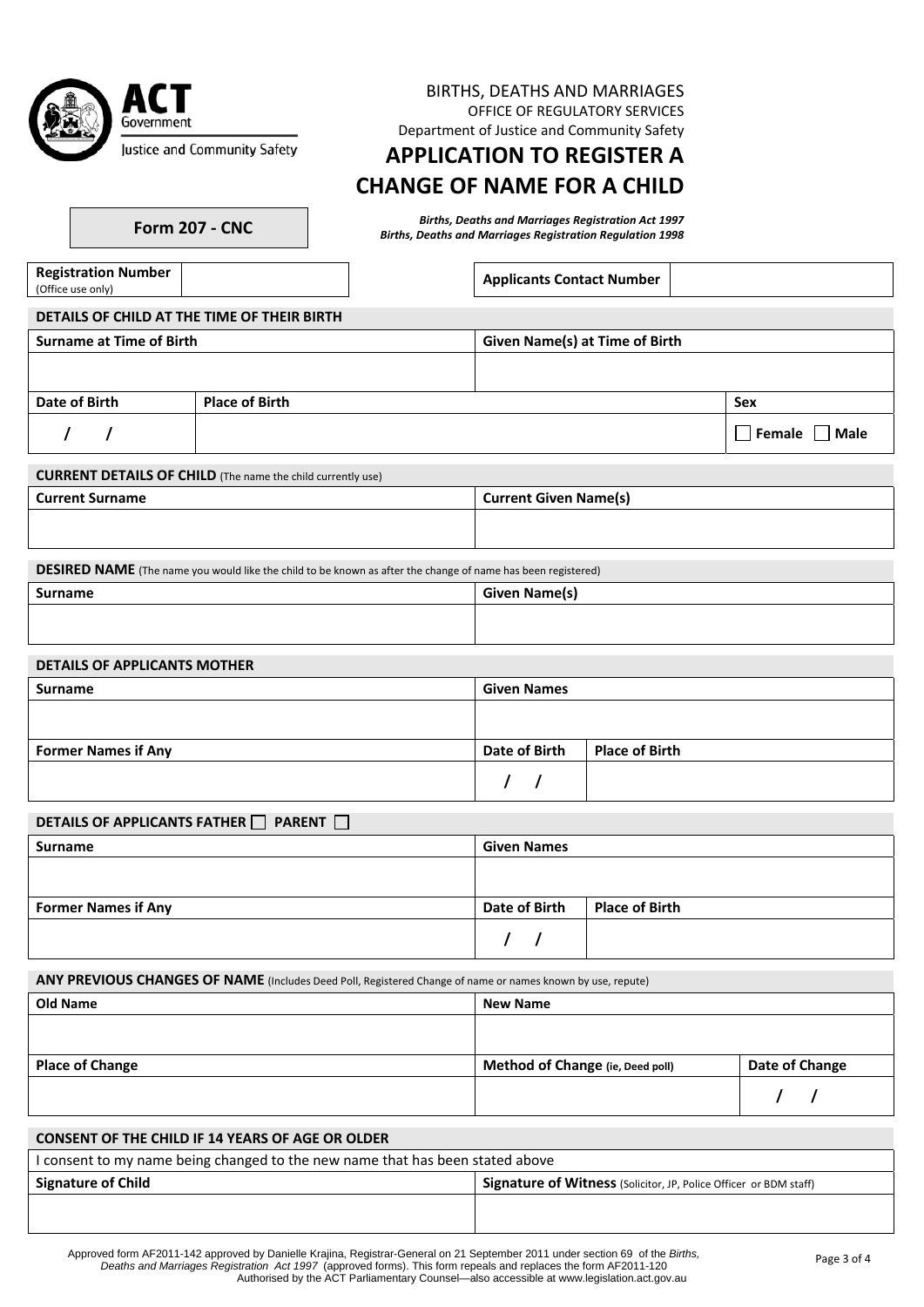BIRTHS, DEATHS AND MARRIAGES
OFFICE OF REGULATORY SERVICES
Department of Justice and Community Safety

# APPLICATION TO REGISTER A CHANGE OF NAME FOR A CHILD

**Form 207 - CNC**

***Births, Deaths and Marriages Registration Act 1997***
***Births, Deaths and Marriages Registration Regulation 1998***

| **Registration Number** (Office use only) | | **Applicants Contact Number** | |
|---|---|---|---|

**DETAILS OF CHILD AT THE TIME OF THEIR BIRTH**

| **Surname at Time of Birth** | **Given Name(s) at Time of Birth** | |
|---|---|---|
| | | |
| **Date of Birth** | **Place of Birth** | **Sex** |
| / / | | ☐ Female ☐ Male |

**CURRENT DETAILS OF CHILD** (The name the child currently use)

| **Current Surname** | **Current Given Name(s)** |
|---|---|
| | |

**DESIRED NAME** (The name you would like the child to be known as after the change of name has been registered)

| **Surname** | **Given Name(s)** |
|---|---|
| | |

**DETAILS OF APPLICANTS MOTHER**

| **Surname** | **Given Names** | |
|---|---|---|
| | | |
| **Former Names if Any** | **Date of Birth** | **Place of Birth** |
| | / / | |

**DETAILS OF APPLICANTS FATHER ☐ PARENT ☐**

| **Surname** | **Given Names** | |
|---|---|---|
| | | |
| **Former Names if Any** | **Date of Birth** | **Place of Birth** |
| | / / | |

**ANY PREVIOUS CHANGES OF NAME** (Includes Deed Poll, Registered Change of name or names known by use, repute)

| **Old Name** | **New Name** | |
|---|---|---|
| | | |
| **Place of Change** | **Method of Change (ie, Deed poll)** | **Date of Change** |
| | | / / |

**CONSENT OF THE CHILD IF 14 YEARS OF AGE OR OLDER**

I consent to my name being changed to the new name that has been stated above

| **Signature of Child** | **Signature of Witness** (Solicitor, JP, Police Officer or BDM staff) |
|---|---|
| | |

Approved form AF2011-142 approved by Danielle Krajina, Registrar-General on 21 September 2011 under section 69 of the *Births, Deaths and Marriages Registration Act 1997* (approved forms). This form repeals and replaces the form AF2011-120
Authorised by the ACT Parliamentary Counsel—also accessible at www.legislation.act.gov.au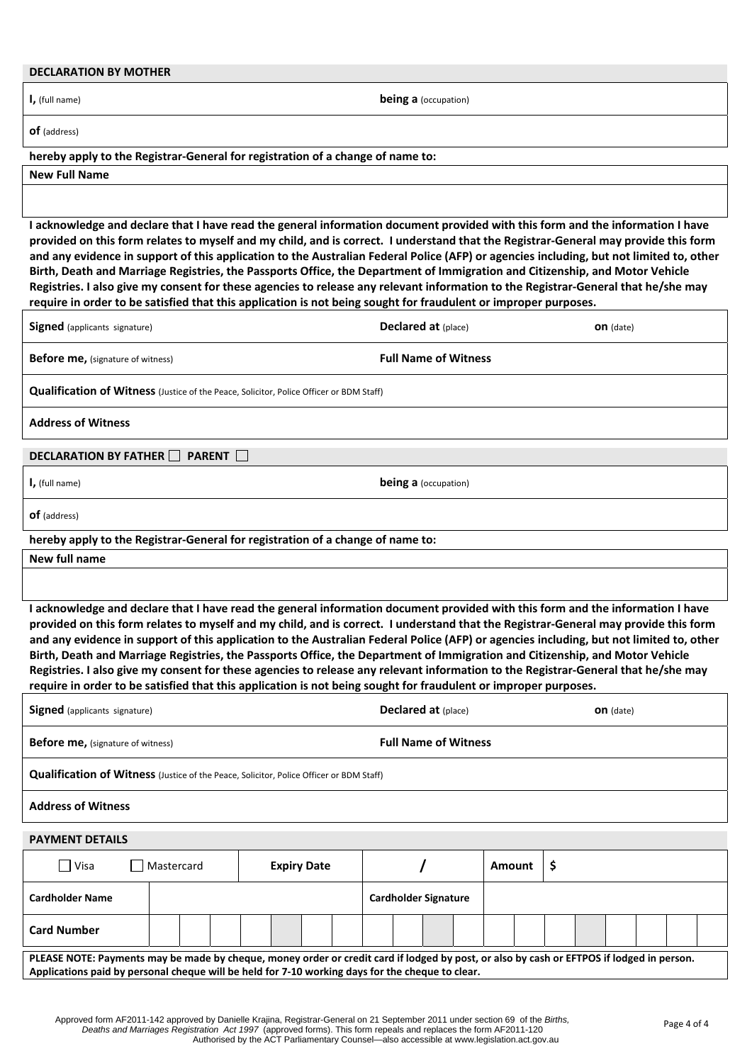## DECLARATION BY MOTHER

**I,** (full name) **being a** (occupation)

**of** (address)

**hereby apply to the Registrar-General for registration of a change of name to:**

**New Full Name**

**I acknowledge and declare that I have read the general information document provided with this form and the information I have provided on this form relates to myself and my child, and is correct. I understand that the Registrar-General may provide this form and any evidence in support of this application to the Australian Federal Police (AFP) or agencies including, but not limited to, other Birth, Death and Marriage Registries, the Passports Office, the Department of Immigration and Citizenship, and Motor Vehicle Registries. I also give my consent for these agencies to release any relevant information to the Registrar-General that he/she may require in order to be satisfied that this application is not being sought for fraudulent or improper purposes.**

**Signed** (applicants signature) **Declared at** (place) **on** (date)

**Before me,** (signature of witness) **Full Name of Witness**

**Qualification of Witness** (Justice of the Peace, Solicitor, Police Officer or BDM Staff)

**Address of Witness**

## DECLARATION BY FATHER ☐ PARENT ☐

**I,** (full name) **being a** (occupation)

**of** (address)

**hereby apply to the Registrar-General for registration of a change of name to:**

**New full name**

**I acknowledge and declare that I have read the general information document provided with this form and the information I have provided on this form relates to myself and my child, and is correct. I understand that the Registrar-General may provide this form and any evidence in support of this application to the Australian Federal Police (AFP) or agencies including, but not limited to, other Birth, Death and Marriage Registries, the Passports Office, the Department of Immigration and Citizenship, and Motor Vehicle Registries. I also give my consent for these agencies to release any relevant information to the Registrar-General that he/she may require in order to be satisfied that this application is not being sought for fraudulent or improper purposes.**

**Signed** (applicants signature) **Declared at** (place) **on** (date)

**Before me,** (signature of witness) **Full Name of Witness**

**Qualification of Witness** (Justice of the Peace, Solicitor, Police Officer or BDM Staff)

**Address of Witness**

## PAYMENT DETAILS

| | | | | | |
|---|---|---|---|---|---|
| ☐ Visa | ☐ Mastercard | **Expiry Date** | / | **Amount** | $ |
| **Cardholder Name** | | | **Cardholder Signature** | | |
| **Card Number** | | | | | |

**PLEASE NOTE: Payments may be made by cheque, money order or credit card if lodged by post, or also by cash or EFTPOS if lodged in person. Applications paid by personal cheque will be held for 7-10 working days for the cheque to clear.**

Approved form AF2011-142 approved by Danielle Krajina, Registrar-General on 21 September 2011 under section 69 of the *Births, Deaths and Marriages Registration Act 1997* (approved forms). This form repeals and replaces the form AF2011-120
Authorised by the ACT Parliamentary Counsel—also accessible at www.legislation.act.gov.au